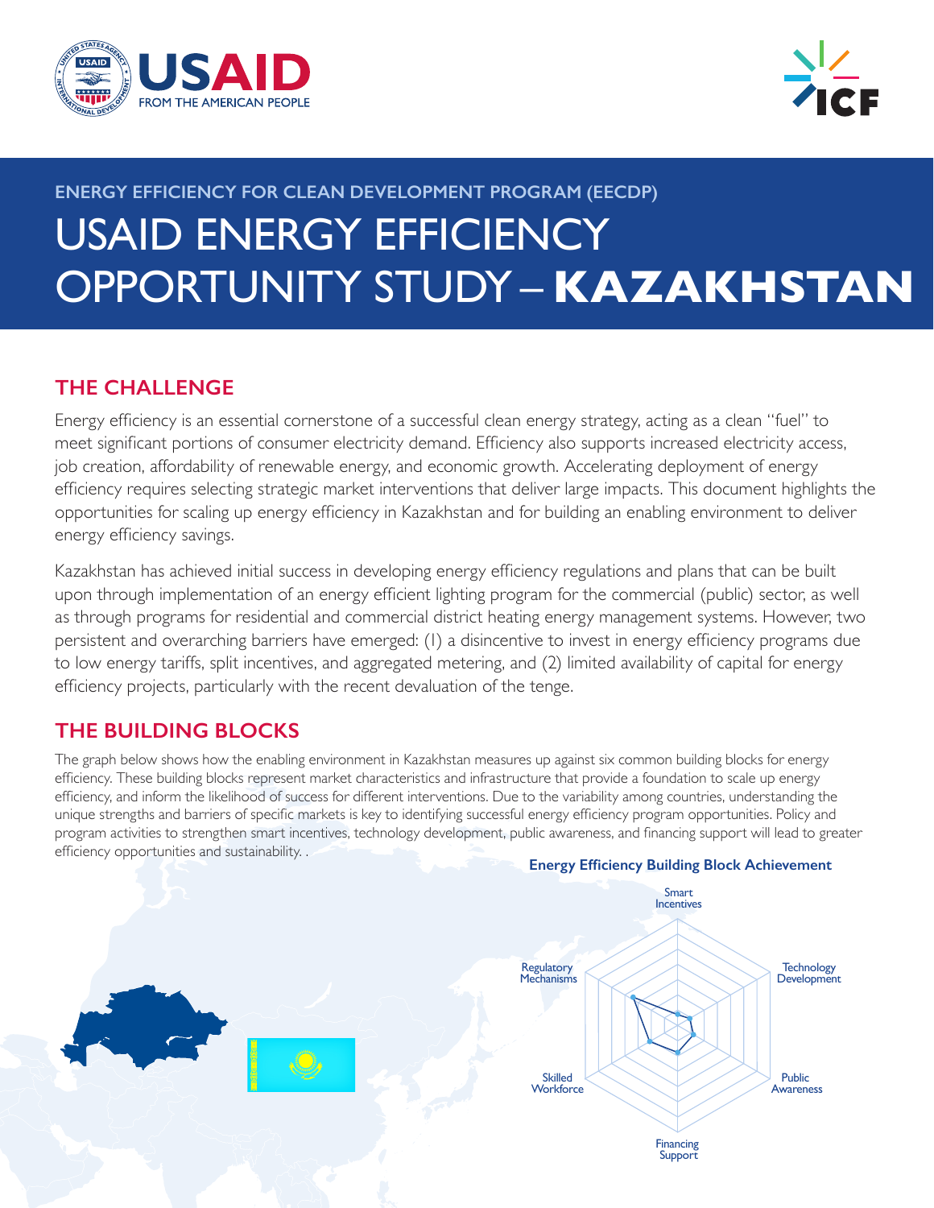ENERGY EFFICIENCY FOR CLEAN DEVELOPMENT PROGRAM (EECDP)

# USAID ENERGY EFFICIENCY OPPORTUNITY STUDY – **KAZAKHSTAN**

## THE CHALLENGE

Energy efficiency is an essential cornerstone of a successful clean energy strategy, acting as a clean "fuel" to meet significant portions of consumer electricity demand. Efficiency also supports increased electricity access, job creation, affordability of renewable energy, and economic growth. Accelerating deployment of energy efficiency requires selecting strategic market interventions that deliver large impacts. This document highlights the opportunities for scaling up energy efficiency in Kazakhstan and for building an enabling environment to deliver energy efficiency savings.

Kazakhstan has achieved initial success in developing energy efficiency regulations and plans that can be built upon through implementation of an energy efficient lighting program for the commercial (public) sector, as well as through programs for residential and commercial district heating energy management systems. However, two persistent and overarching barriers have emerged: (1) a disincentive to invest in energy efficiency programs due to low energy tariffs, split incentives, and aggregated metering, and (2) limited availability of capital for energy efficiency projects, particularly with the recent devaluation of the tenge.

## THE BUILDING BLOCKS

The graph below shows how the enabling environment in Kazakhstan measures up against six common building blocks for energy efficiency. These building blocks represent market characteristics and infrastructure that provide a foundation to scale up energy efficiency, and inform the likelihood of success for different interventions. Due to the variability among countries, understanding the unique strengths and barriers of specific markets is key to identifying successful energy efficiency program opportunities. Policy and program activities to strengthen smart incentives, technology development, public awareness, and financing support will lead to greater efficiency opportunities and sustainability. .

**Energy Efficiency Building Block Achievement**

Smart Incentives

Technology Development

Public Awareness

Financing Support

Skilled Workforce

Regulatory Mechanisms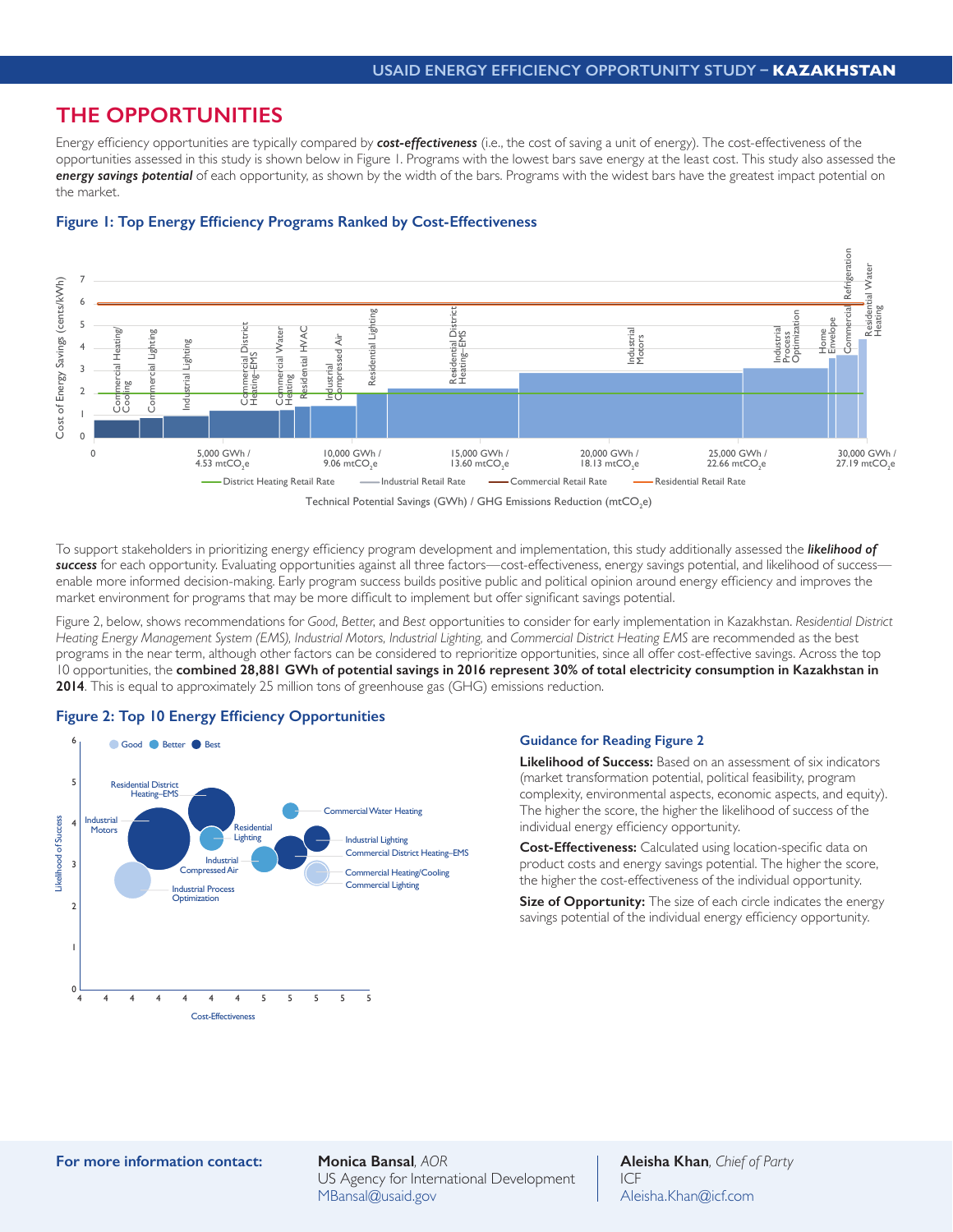## THE OPPORTUNITIES

Energy efficiency opportunities are typically compared by ***cost-effectiveness*** (i.e., the cost of saving a unit of energy). The cost-effectiveness of the opportunities assessed in this study is shown below in Figure 1. Programs with the lowest bars save energy at the least cost. This study also assessed the ***energy savings potential*** of each opportunity, as shown by the width of the bars. Programs with the widest bars have the greatest impact potential on the market.

### Figure 1: Top Energy Efficiency Programs Ranked by Cost-Effectiveness

Cost of Energy Savings (cents/kWh)

0
1
2
3
4
5
6
7

Commercial Heating/Cooling
Commercial Lighting
Industrial Lighting
Commercial District Heating–EMS
Commercial Water Heating
Residential HVAC
Industrial Compressed Air
Residential Lighting
Residential District Heating–EMS
Industrial Motors
Industrial Process Optimization
Home Envelope
Commercial Refrigeration
Residential Water Heating

0
5,000 GWh / 4.53 $mtCO_2e$
10,000 GWh / 9.06 $mtCO_2e$
15,000 GWh / 13.60 $mtCO_2e$
20,000 GWh / 18.13 $mtCO_2e$
25,000 GWh / 22.66 $mtCO_2e$
30,000 GWh / 27.19 $mtCO_2e$

District Heating Retail Rate
Industrial Retail Rate
Commercial Retail Rate
Residential Retail Rate

Technical Potential Savings (GWh) / GHG Emissions Reduction ($mtCO_2e$)

To support stakeholders in prioritizing energy efficiency program development and implementation, this study additionally assessed the ***likelihood of success*** for each opportunity. Evaluating opportunities against all three factors—cost-effectiveness, energy savings potential, and likelihood of success—enable more informed decision-making. Early program success builds positive public and political opinion around energy efficiency and improves the market environment for programs that may be more difficult to implement but offer significant savings potential.

Figure 2, below, shows recommendations for *Good*, *Better*, and *Best* opportunities to consider for early implementation in Kazakhstan. *Residential District Heating Energy Management System (EMS), Industrial Motors, Industrial Lighting,* and *Commercial District Heating EMS* are recommended as the best programs in the near term, although other factors can be considered to reprioritize opportunities, since all offer cost-effective savings. Across the top 10 opportunities, the **combined 28,881 GWh of potential savings in 2016 represent 30% of total electricity consumption in Kazakhstan in 2014**. This is equal to approximately 25 million tons of greenhouse gas (GHG) emissions reduction.

### Figure 2: Top 10 Energy Efficiency Opportunities

Good
Better
Best

Likelihood of Success

0
1
2
3
4
5
6

Residential District Heating–EMS
Industrial Motors
Residential Lighting
Industrial Compressed Air
Industrial Process Optimization
Commercial Water Heating
Industrial Lighting
Commercial District Heating–EMS
Commercial Heating/Cooling
Commercial Lighting

4 4 4 4 4 4 4 5 5 5 5 5

Cost-Effectiveness

#### Guidance for Reading Figure 2

**Likelihood of Success:** Based on an assessment of six indicators (market transformation potential, political feasibility, program complexity, environmental aspects, economic aspects, and equity). The higher the score, the higher the likelihood of success of the individual energy efficiency opportunity.

**Cost-Effectiveness:** Calculated using location-specific data on product costs and energy savings potential. The higher the score, the higher the cost-effectiveness of the individual opportunity.

**Size of Opportunity:** The size of each circle indicates the energy savings potential of the individual energy efficiency opportunity.

**For more information contact:**

**Monica Bansal**, *AOR*
US Agency for International Development
MBansal@usaid.gov

**Aleisha Khan**, *Chief of Party*
ICF
Aleisha.Khan@icf.com